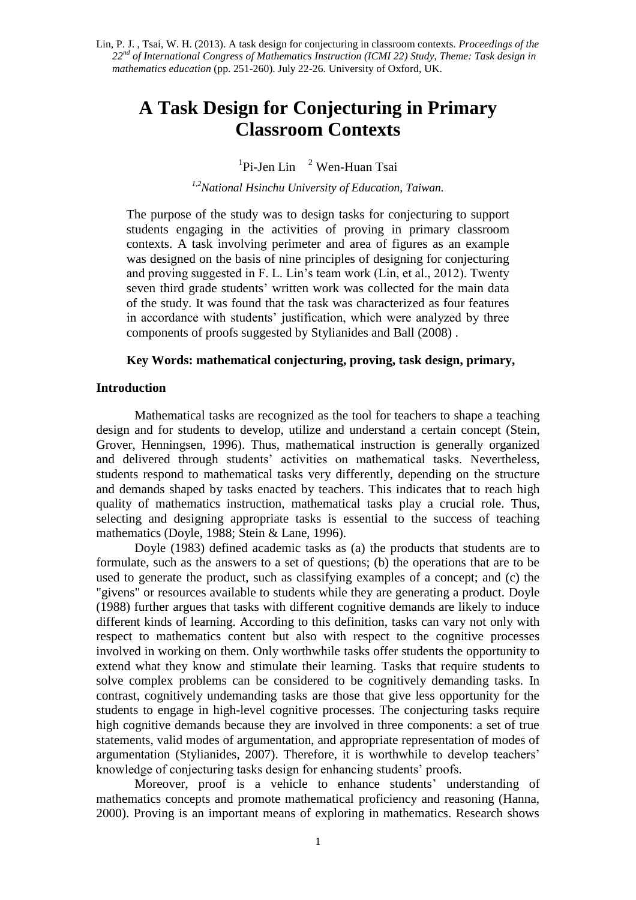Lin, P. J. , Tsai, W. H. (2013). A task design for conjecturing in classroom contexts. *Proceedings of the 22nd of International Congress of Mathematics Instruction (ICMI 22) Study, Theme: Task design in mathematics education* (pp. 251-260). July 22-26. University of Oxford, UK.

# A Task Design for Conjecturing in Primary Classroom Contexts

[1]Pi-Jen Lin [2] Wen-Huan Tsai

*[1,2]National Hsinchu University of Education, Taiwan.*

The purpose of the study was to design tasks for conjecturing to support students engaging in the activities of proving in primary classroom contexts. A task involving perimeter and area of figures as an example was designed on the basis of nine principles of designing for conjecturing and proving suggested in F. L. Lin's team work (Lin, et al., 2012). Twenty seven third grade students' written work was collected for the main data of the study. It was found that the task was characterized as four features in accordance with students' justification, which were analyzed by three components of proofs suggested by Stylianides and Ball (2008) .

**Key Words: mathematical conjecturing, proving, task design, primary,**

## Introduction

Mathematical tasks are recognized as the tool for teachers to shape a teaching design and for students to develop, utilize and understand a certain concept (Stein, Grover, Henningsen, 1996). Thus, mathematical instruction is generally organized and delivered through students' activities on mathematical tasks. Nevertheless, students respond to mathematical tasks very differently, depending on the structure and demands shaped by tasks enacted by teachers. This indicates that to reach high quality of mathematics instruction, mathematical tasks play a crucial role. Thus, selecting and designing appropriate tasks is essential to the success of teaching mathematics (Doyle, 1988; Stein & Lane, 1996).

Doyle (1983) defined academic tasks as (a) the products that students are to formulate, such as the answers to a set of questions; (b) the operations that are to be used to generate the product, such as classifying examples of a concept; and (c) the "givens" or resources available to students while they are generating a product. Doyle (1988) further argues that tasks with different cognitive demands are likely to induce different kinds of learning. According to this definition, tasks can vary not only with respect to mathematics content but also with respect to the cognitive processes involved in working on them. Only worthwhile tasks offer students the opportunity to extend what they know and stimulate their learning. Tasks that require students to solve complex problems can be considered to be cognitively demanding tasks. In contrast, cognitively undemanding tasks are those that give less opportunity for the students to engage in high-level cognitive processes. The conjecturing tasks require high cognitive demands because they are involved in three components: a set of true statements, valid modes of argumentation, and appropriate representation of modes of argumentation (Stylianides, 2007). Therefore, it is worthwhile to develop teachers' knowledge of conjecturing tasks design for enhancing students' proofs.

Moreover, proof is a vehicle to enhance students' understanding of mathematics concepts and promote mathematical proficiency and reasoning (Hanna, 2000). Proving is an important means of exploring in mathematics. Research shows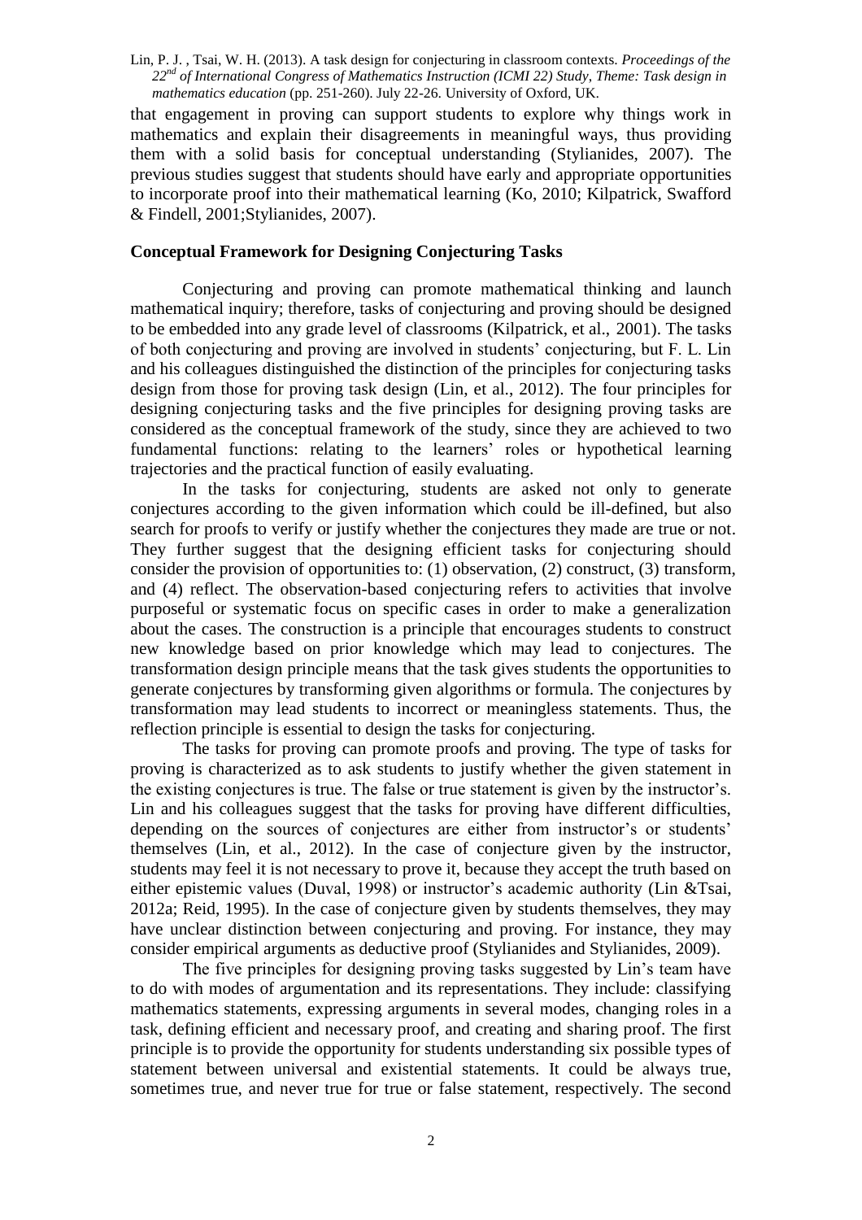that engagement in proving can support students to explore why things work in mathematics and explain their disagreements in meaningful ways, thus providing them with a solid basis for conceptual understanding (Stylianides, 2007). The previous studies suggest that students should have early and appropriate opportunities to incorporate proof into their mathematical learning (Ko, 2010; Kilpatrick, Swafford & Findell, 2001;Stylianides, 2007).

## Conceptual Framework for Designing Conjecturing Tasks

Conjecturing and proving can promote mathematical thinking and launch mathematical inquiry; therefore, tasks of conjecturing and proving should be designed to be embedded into any grade level of classrooms (Kilpatrick, et al., 2001). The tasks of both conjecturing and proving are involved in students' conjecturing, but F. L. Lin and his colleagues distinguished the distinction of the principles for conjecturing tasks design from those for proving task design (Lin, et al., 2012). The four principles for designing conjecturing tasks and the five principles for designing proving tasks are considered as the conceptual framework of the study, since they are achieved to two fundamental functions: relating to the learners' roles or hypothetical learning trajectories and the practical function of easily evaluating.

In the tasks for conjecturing, students are asked not only to generate conjectures according to the given information which could be ill-defined, but also search for proofs to verify or justify whether the conjectures they made are true or not. They further suggest that the designing efficient tasks for conjecturing should consider the provision of opportunities to: (1) observation, (2) construct, (3) transform, and (4) reflect. The observation-based conjecturing refers to activities that involve purposeful or systematic focus on specific cases in order to make a generalization about the cases. The construction is a principle that encourages students to construct new knowledge based on prior knowledge which may lead to conjectures. The transformation design principle means that the task gives students the opportunities to generate conjectures by transforming given algorithms or formula. The conjectures by transformation may lead students to incorrect or meaningless statements. Thus, the reflection principle is essential to design the tasks for conjecturing.

The tasks for proving can promote proofs and proving. The type of tasks for proving is characterized as to ask students to justify whether the given statement in the existing conjectures is true. The false or true statement is given by the instructor's. Lin and his colleagues suggest that the tasks for proving have different difficulties, depending on the sources of conjectures are either from instructor's or students' themselves (Lin, et al., 2012). In the case of conjecture given by the instructor, students may feel it is not necessary to prove it, because they accept the truth based on either epistemic values (Duval, 1998) or instructor's academic authority (Lin &Tsai, 2012a; Reid, 1995). In the case of conjecture given by students themselves, they may have unclear distinction between conjecturing and proving. For instance, they may consider empirical arguments as deductive proof (Stylianides and Stylianides, 2009).

The five principles for designing proving tasks suggested by Lin's team have to do with modes of argumentation and its representations. They include: classifying mathematics statements, expressing arguments in several modes, changing roles in a task, defining efficient and necessary proof, and creating and sharing proof. The first principle is to provide the opportunity for students understanding six possible types of statement between universal and existential statements. It could be always true, sometimes true, and never true for true or false statement, respectively. The second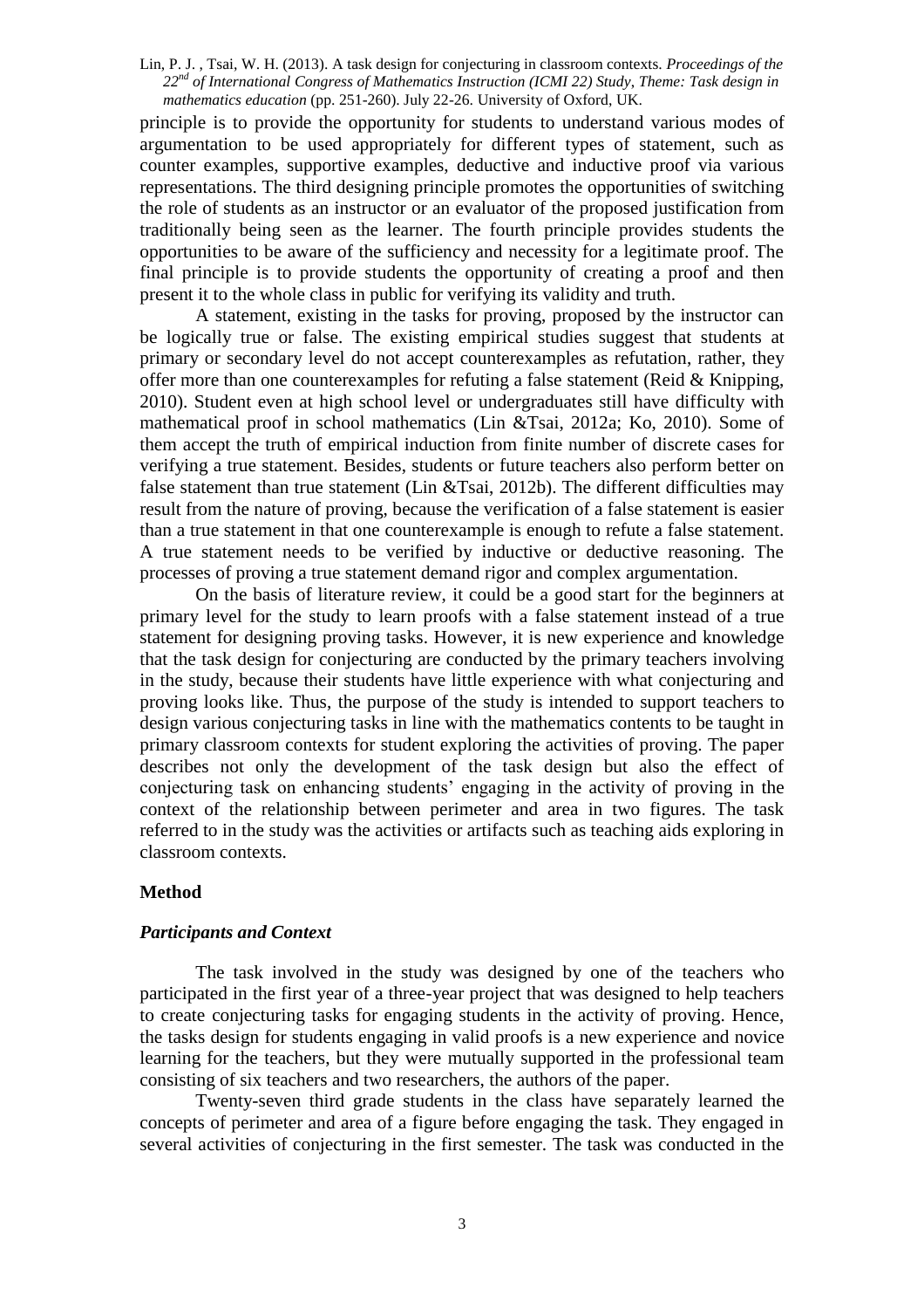principle is to provide the opportunity for students to understand various modes of argumentation to be used appropriately for different types of statement, such as counter examples, supportive examples, deductive and inductive proof via various representations. The third designing principle promotes the opportunities of switching the role of students as an instructor or an evaluator of the proposed justification from traditionally being seen as the learner. The fourth principle provides students the opportunities to be aware of the sufficiency and necessity for a legitimate proof. The final principle is to provide students the opportunity of creating a proof and then present it to the whole class in public for verifying its validity and truth.

A statement, existing in the tasks for proving, proposed by the instructor can be logically true or false. The existing empirical studies suggest that students at primary or secondary level do not accept counterexamples as refutation, rather, they offer more than one counterexamples for refuting a false statement (Reid & Knipping, 2010). Student even at high school level or undergraduates still have difficulty with mathematical proof in school mathematics (Lin &Tsai, 2012a; Ko, 2010). Some of them accept the truth of empirical induction from finite number of discrete cases for verifying a true statement. Besides, students or future teachers also perform better on false statement than true statement (Lin &Tsai, 2012b). The different difficulties may result from the nature of proving, because the verification of a false statement is easier than a true statement in that one counterexample is enough to refute a false statement. A true statement needs to be verified by inductive or deductive reasoning. The processes of proving a true statement demand rigor and complex argumentation.

On the basis of literature review, it could be a good start for the beginners at primary level for the study to learn proofs with a false statement instead of a true statement for designing proving tasks. However, it is new experience and knowledge that the task design for conjecturing are conducted by the primary teachers involving in the study, because their students have little experience with what conjecturing and proving looks like. Thus, the purpose of the study is intended to support teachers to design various conjecturing tasks in line with the mathematics contents to be taught in primary classroom contexts for student exploring the activities of proving. The paper describes not only the development of the task design but also the effect of conjecturing task on enhancing students' engaging in the activity of proving in the context of the relationship between perimeter and area in two figures. The task referred to in the study was the activities or artifacts such as teaching aids exploring in classroom contexts.

## Method

### *Participants and Context*

The task involved in the study was designed by one of the teachers who participated in the first year of a three-year project that was designed to help teachers to create conjecturing tasks for engaging students in the activity of proving. Hence, the tasks design for students engaging in valid proofs is a new experience and novice learning for the teachers, but they were mutually supported in the professional team consisting of six teachers and two researchers, the authors of the paper.

Twenty-seven third grade students in the class have separately learned the concepts of perimeter and area of a figure before engaging the task. They engaged in several activities of conjecturing in the first semester. The task was conducted in the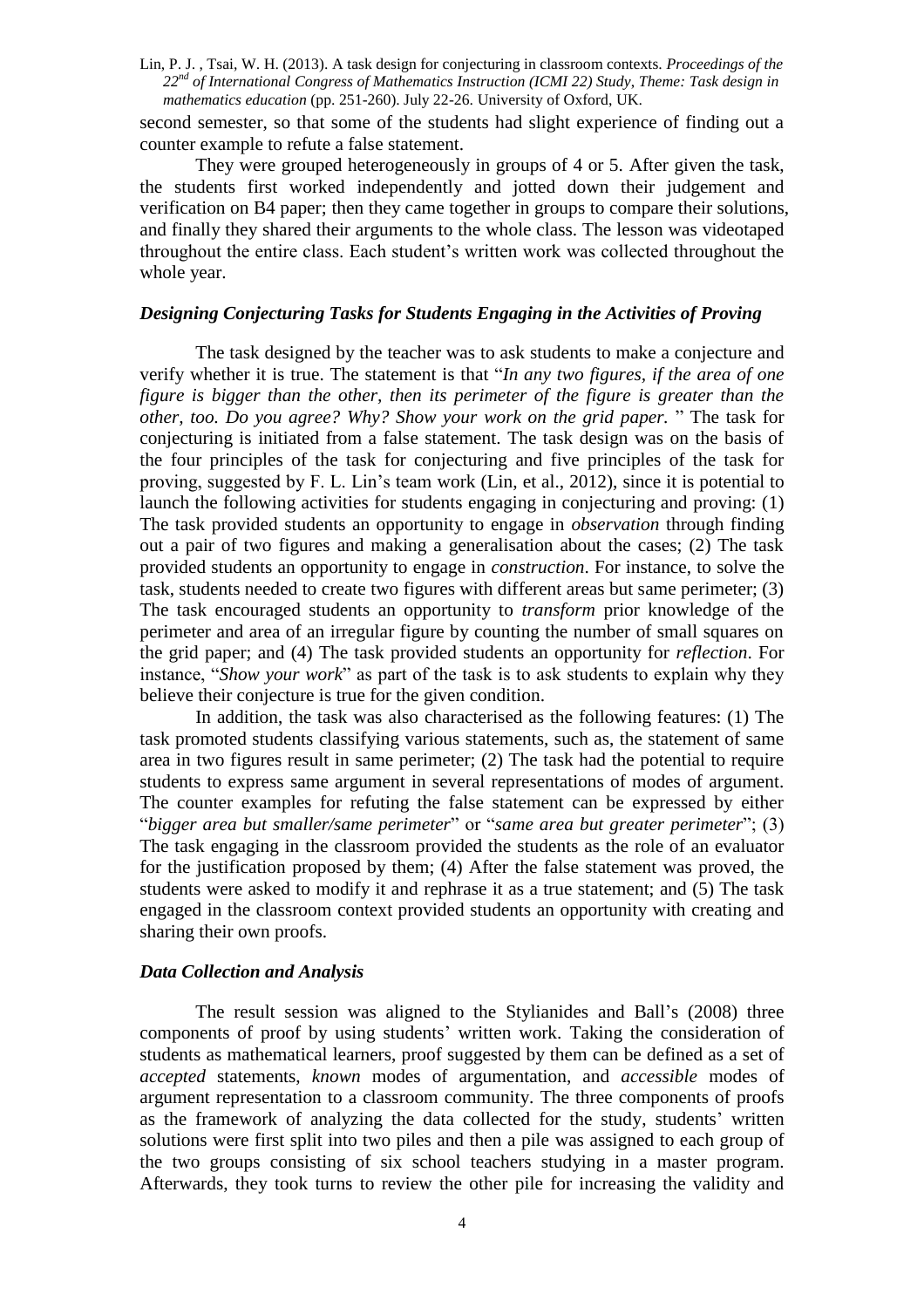second semester, so that some of the students had slight experience of finding out a counter example to refute a false statement.

They were grouped heterogeneously in groups of 4 or 5. After given the task, the students first worked independently and jotted down their judgement and verification on B4 paper; then they came together in groups to compare their solutions, and finally they shared their arguments to the whole class. The lesson was videotaped throughout the entire class. Each student's written work was collected throughout the whole year.

### *Designing Conjecturing Tasks for Students Engaging in the Activities of Proving*

The task designed by the teacher was to ask students to make a conjecture and verify whether it is true. The statement is that "*In any two figures, if the area of one figure is bigger than the other, then its perimeter of the figure is greater than the other, too. Do you agree? Why? Show your work on the grid paper.* " The task for conjecturing is initiated from a false statement. The task design was on the basis of the four principles of the task for conjecturing and five principles of the task for proving, suggested by F. L. Lin's team work (Lin, et al., 2012), since it is potential to launch the following activities for students engaging in conjecturing and proving: (1) The task provided students an opportunity to engage in *observation* through finding out a pair of two figures and making a generalisation about the cases; (2) The task provided students an opportunity to engage in *construction*. For instance, to solve the task, students needed to create two figures with different areas but same perimeter; (3) The task encouraged students an opportunity to *transform* prior knowledge of the perimeter and area of an irregular figure by counting the number of small squares on the grid paper; and (4) The task provided students an opportunity for *reflection*. For instance, "*Show your work*" as part of the task is to ask students to explain why they believe their conjecture is true for the given condition.

In addition, the task was also characterised as the following features: (1) The task promoted students classifying various statements, such as, the statement of same area in two figures result in same perimeter; (2) The task had the potential to require students to express same argument in several representations of modes of argument. The counter examples for refuting the false statement can be expressed by either "*bigger area but smaller/same perimeter*" or "*same area but greater perimeter*"; (3) The task engaging in the classroom provided the students as the role of an evaluator for the justification proposed by them; (4) After the false statement was proved, the students were asked to modify it and rephrase it as a true statement; and (5) The task engaged in the classroom context provided students an opportunity with creating and sharing their own proofs.

### *Data Collection and Analysis*

The result session was aligned to the Stylianides and Ball's (2008) three components of proof by using students' written work. Taking the consideration of students as mathematical learners, proof suggested by them can be defined as a set of *accepted* statements, *known* modes of argumentation, and *accessible* modes of argument representation to a classroom community. The three components of proofs as the framework of analyzing the data collected for the study, students' written solutions were first split into two piles and then a pile was assigned to each group of the two groups consisting of six school teachers studying in a master program. Afterwards, they took turns to review the other pile for increasing the validity and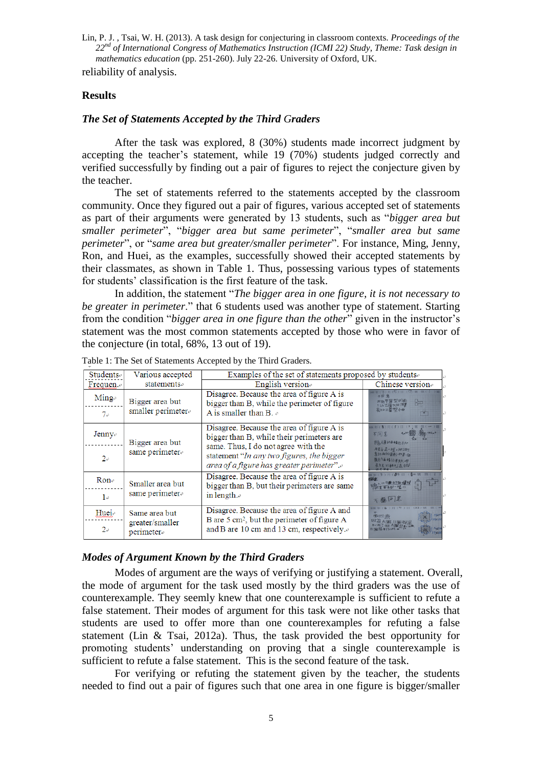reliability of analysis.

## Results

### *The Set of Statements Accepted by the Third Graders*

After the task was explored, 8 (30%) students made incorrect judgment by accepting the teacher's statement, while 19 (70%) students judged correctly and verified successfully by finding out a pair of figures to reject the conjecture given by the teacher.

The set of statements referred to the statements accepted by the classroom community. Once they figured out a pair of figures, various accepted set of statements as part of their arguments were generated by 13 students, such as "*bigger area but smaller perimeter*", "*bigger area but same perimeter*", "*smaller area but same perimeter*", or "*same area but greater/smaller perimeter*". For instance, Ming, Jenny, Ron, and Huei, as the examples, successfully showed their accepted statements by their classmates, as shown in Table 1. Thus, possessing various types of statements for students' classification is the first feature of the task.

In addition, the statement "*The bigger area in one figure, it is not necessary to be greater in perimeter*." that 6 students used was another type of statement. Starting from the condition "*bigger area in one figure than the other*" given in the instructor's statement was the most common statements accepted by those who were in favor of the conjecture (in total, 68%, 13 out of 19).

Table 1: The Set of Statements Accepted by the Third Graders.

| Students / Frequen. | Various accepted statements | Examples of the set of statements proposed by students: English version | Chinese version |
|---|---|---|---|
| Ming / 7 | Bigger area but smaller perimeter | Disagree. Because the area of figure A is bigger than B, while the perimeter of figure A is smaller than B. | |
| Jenny / 2 | Bigger area but same perimeter | Disagree. Because the area of figure A is bigger than B, while their perimeters are same. Thus, I do not agree with the statement "*In any two figures, the bigger area of a figure has greater perimeter*". | |
| Ron / 1 | Smaller area but same perimeter | Disagree. Because the area of figure A is bigger than B, but their perimeters are same in length. | |
| Huei / 2 | Same area but greater/smaller perimeter | Disagree. Because the area of figure A and B are 5 cm², but the perimeter of figure A and B are 10 cm and 13 cm, respectively. | |

### *Modes of Argument Known by the Third Graders*

Modes of argument are the ways of verifying or justifying a statement. Overall, the mode of argument for the task used mostly by the third graders was the use of counterexample. They seemly knew that one counterexample is sufficient to refute a false statement. Their modes of argument for this task were not like other tasks that students are used to offer more than one counterexamples for refuting a false statement (Lin & Tsai, 2012a). Thus, the task provided the best opportunity for promoting students' understanding on proving that a single counterexample is sufficient to refute a false statement. This is the second feature of the task.

For verifying or refuting the statement given by the teacher, the students needed to find out a pair of figures such that one area in one figure is bigger/smaller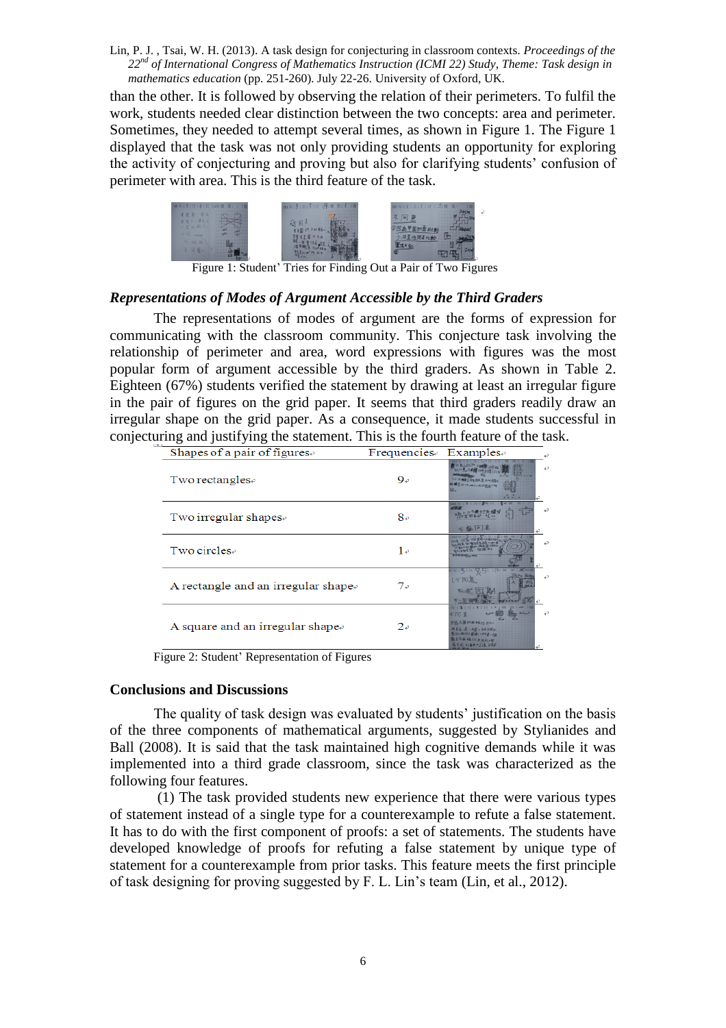than the other. It is followed by observing the relation of their perimeters. To fulfil the work, students needed clear distinction between the two concepts: area and perimeter. Sometimes, they needed to attempt several times, as shown in Figure 1. The Figure 1 displayed that the task was not only providing students an opportunity for exploring the activity of conjecturing and proving but also for clarifying students' confusion of perimeter with area. This is the third feature of the task.

Figure 1: Student' Tries for Finding Out a Pair of Two Figures

### *Representations of Modes of Argument Accessible by the Third Graders*

The representations of modes of argument are the forms of expression for communicating with the classroom community. This conjecture task involving the relationship of perimeter and area, word expressions with figures was the most popular form of argument accessible by the third graders. As shown in Table 2. Eighteen (67%) students verified the statement by drawing at least an irregular figure in the pair of figures on the grid paper. It seems that third graders readily draw an irregular shape on the grid paper. As a consequence, it made students successful in conjecturing and justifying the statement. This is the fourth feature of the task.

| Shapes of a pair of figures | Frequencies | Examples |
|---|---|---|
| Two rectangles | 9 | |
| Two irregular shapes | 8 | |
| Two circles | 1 | |
| A rectangle and an irregular shape | 7 | |
| A square and an irregular shape | 2 | |

Figure 2: Student' Representation of Figures

## Conclusions and Discussions

The quality of task design was evaluated by students' justification on the basis of the three components of mathematical arguments, suggested by Stylianides and Ball (2008). It is said that the task maintained high cognitive demands while it was implemented into a third grade classroom, since the task was characterized as the following four features.

(1) The task provided students new experience that there were various types of statement instead of a single type for a counterexample to refute a false statement. It has to do with the first component of proofs: a set of statements. The students have developed knowledge of proofs for refuting a false statement by unique type of statement for a counterexample from prior tasks. This feature meets the first principle of task designing for proving suggested by F. L. Lin's team (Lin, et al., 2012).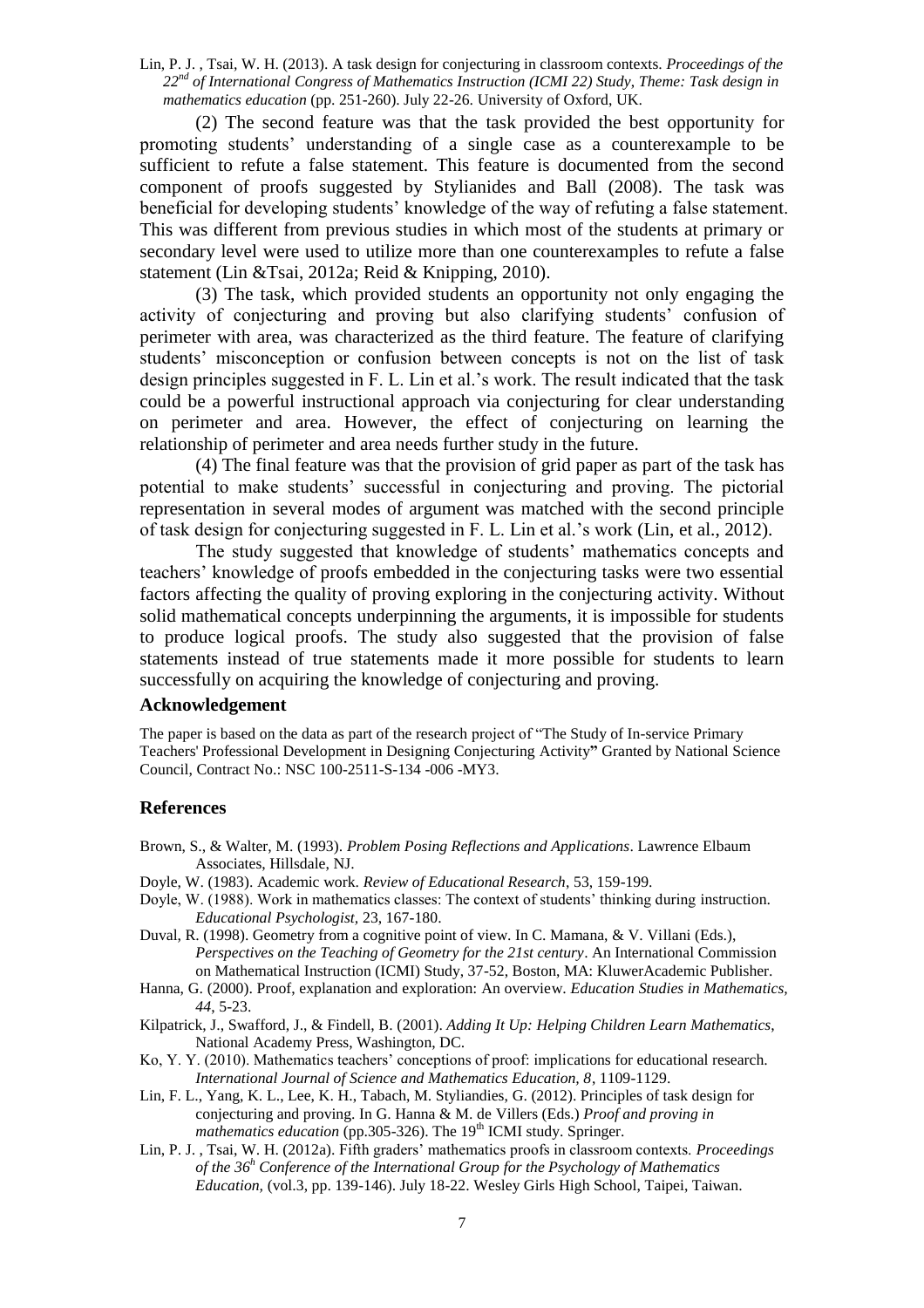(2) The second feature was that the task provided the best opportunity for promoting students' understanding of a single case as a counterexample to be sufficient to refute a false statement. This feature is documented from the second component of proofs suggested by Stylianides and Ball (2008). The task was beneficial for developing students' knowledge of the way of refuting a false statement. This was different from previous studies in which most of the students at primary or secondary level were used to utilize more than one counterexamples to refute a false statement (Lin &Tsai, 2012a; Reid & Knipping, 2010).

(3) The task, which provided students an opportunity not only engaging the activity of conjecturing and proving but also clarifying students' confusion of perimeter with area, was characterized as the third feature. The feature of clarifying students' misconception or confusion between concepts is not on the list of task design principles suggested in F. L. Lin et al.'s work. The result indicated that the task could be a powerful instructional approach via conjecturing for clear understanding on perimeter and area. However, the effect of conjecturing on learning the relationship of perimeter and area needs further study in the future.

(4) The final feature was that the provision of grid paper as part of the task has potential to make students' successful in conjecturing and proving. The pictorial representation in several modes of argument was matched with the second principle of task design for conjecturing suggested in F. L. Lin et al.'s work (Lin, et al., 2012).

The study suggested that knowledge of students' mathematics concepts and teachers' knowledge of proofs embedded in the conjecturing tasks were two essential factors affecting the quality of proving exploring in the conjecturing activity. Without solid mathematical concepts underpinning the arguments, it is impossible for students to produce logical proofs. The study also suggested that the provision of false statements instead of true statements made it more possible for students to learn successfully on acquiring the knowledge of conjecturing and proving.

## Acknowledgement

The paper is based on the data as part of the research project of "The Study of In-service Primary Teachers' Professional Development in Designing Conjecturing Activity**"** Granted by National Science Council, Contract No.: NSC 100-2511-S-134 -006 -MY3.

## References

Brown, S., & Walter, M. (1993). *Problem Posing Reflections and Applications*. Lawrence Elbaum Associates, Hillsdale, NJ.

Doyle, W. (1983). Academic work. *Review of Educational Research*, 53, 159-199.

Doyle, W. (1988). Work in mathematics classes: The context of students' thinking during instruction. *Educational Psychologist,* 23, 167-180.

Duval, R. (1998). Geometry from a cognitive point of view. In C. Mamana, & V. Villani (Eds.), *Perspectives on the Teaching of Geometry for the 21st century*. An International Commission on Mathematical Instruction (ICMI) Study, 37-52, Boston, MA: KluwerAcademic Publisher.

Hanna, G. (2000). Proof, explanation and exploration: An overview. *Education Studies in Mathematics, 44*, 5-23.

Kilpatrick, J., Swafford, J., & Findell, B. (2001). *Adding It Up: Helping Children Learn Mathematics*, National Academy Press, Washington, DC.

Ko, Y. Y. (2010). Mathematics teachers' conceptions of proof: implications for educational research. *International Journal of Science and Mathematics Education, 8*, 1109-1129.

Lin, F. L., Yang, K. L., Lee, K. H., Tabach, M. Styliandies, G. (2012). Principles of task design for conjecturing and proving. In G. Hanna & M. de Villers (Eds.) *Proof and proving in mathematics education* (pp.305-326). The 19th ICMI study. Springer.

Lin, P. J. , Tsai, W. H. (2012a). Fifth graders' mathematics proofs in classroom contexts. *Proceedings of the 36h Conference of the International Group for the Psychology of Mathematics Education,* (vol.3, pp. 139-146). July 18-22. Wesley Girls High School, Taipei, Taiwan.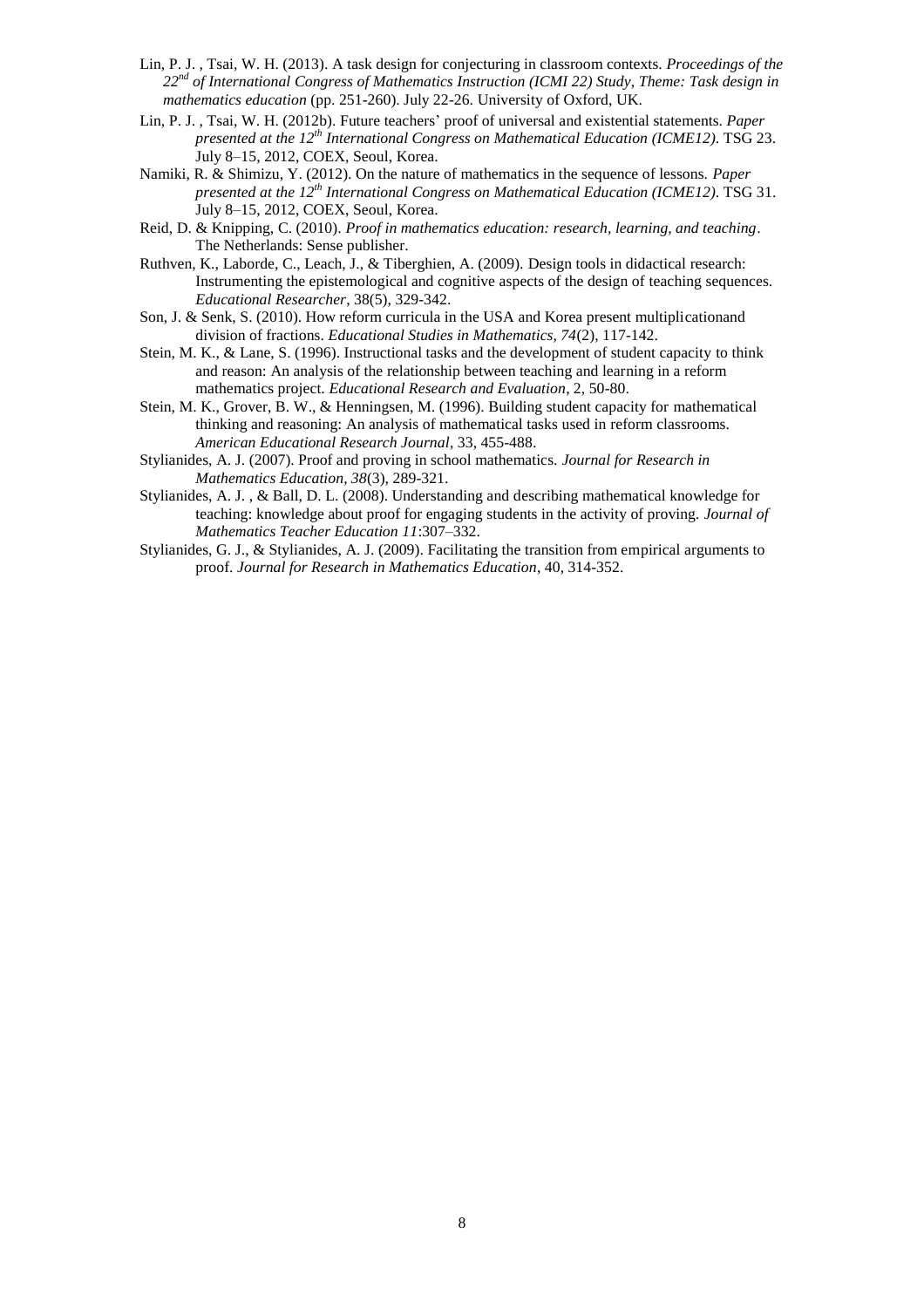Lin, P. J. , Tsai, W. H. (2013). A task design for conjecturing in classroom contexts. *Proceedings of the 22nd of International Congress of Mathematics Instruction (ICMI 22) Study, Theme: Task design in mathematics education* (pp. 251-260). July 22-26. University of Oxford, UK.

Lin, P. J. , Tsai, W. H. (2012b). Future teachers' proof of universal and existential statements. *Paper presented at the 12th International Congress on Mathematical Education (ICME12)*. TSG 23. July 8–15, 2012, COEX, Seoul, Korea.

Namiki, R. & Shimizu, Y. (2012). On the nature of mathematics in the sequence of lessons. *Paper presented at the 12th International Congress on Mathematical Education (ICME12)*. TSG 31. July 8–15, 2012, COEX, Seoul, Korea.

Reid, D. & Knipping, C. (2010). *Proof in mathematics education: research, learning, and teaching*. The Netherlands: Sense publisher.

Ruthven, K., Laborde, C., Leach, J., & Tiberghien, A. (2009). Design tools in didactical research: Instrumenting the epistemological and cognitive aspects of the design of teaching sequences. *Educational Researcher*, 38(5), 329-342.

Son, J. & Senk, S. (2010). How reform curricula in the USA and Korea present multiplicationand division of fractions. *Educational Studies in Mathematics, 74*(2), 117-142.

Stein, M. K., & Lane, S. (1996). Instructional tasks and the development of student capacity to think and reason: An analysis of the relationship between teaching and learning in a reform mathematics project. *Educational Research and Evaluation*, 2, 50-80.

Stein, M. K., Grover, B. W., & Henningsen, M. (1996). Building student capacity for mathematical thinking and reasoning: An analysis of mathematical tasks used in reform classrooms. *American Educational Research Journal*, 33, 455-488.

Stylianides, A. J. (2007). Proof and proving in school mathematics. *Journal for Research in Mathematics Education, 38*(3), 289-321.

Stylianides, A. J. , & Ball, D. L. (2008). Understanding and describing mathematical knowledge for teaching: knowledge about proof for engaging students in the activity of proving. *Journal of Mathematics Teacher Education 11*:307–332.

Stylianides, G. J., & Stylianides, A. J. (2009). Facilitating the transition from empirical arguments to proof. *Journal for Research in Mathematics Education*, 40, 314-352.